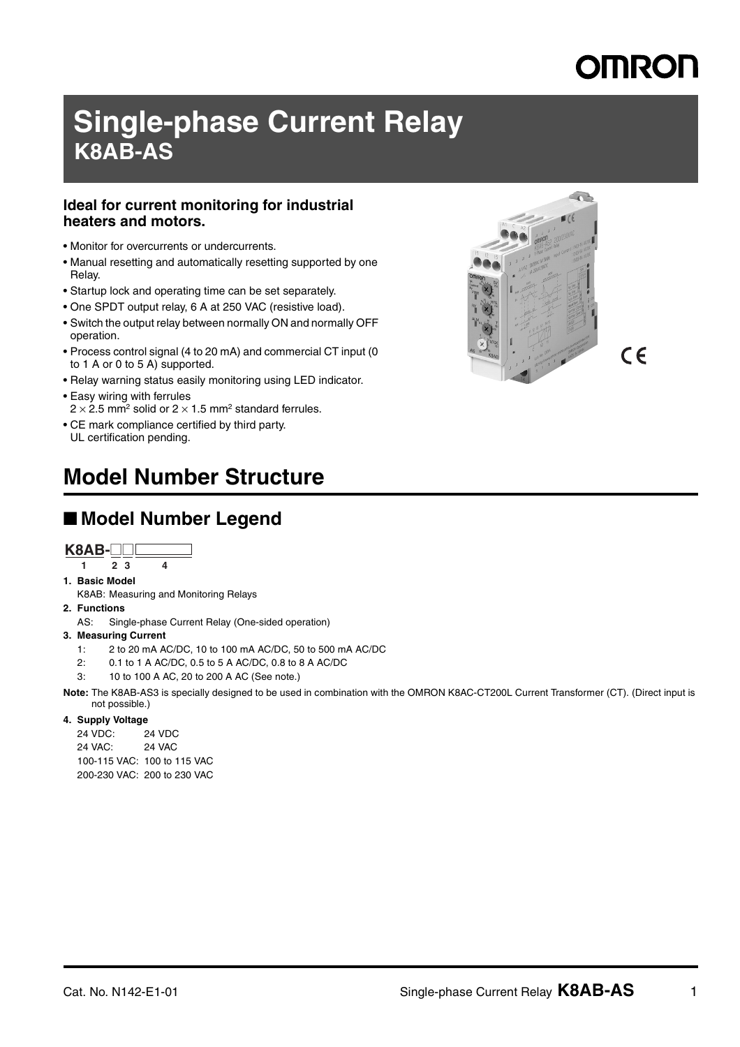# Single-phase Current Relay
## K8AB-AS

**Ideal for current monitoring for industrial heaters and motors.**

- Monitor for overcurrents or undercurrents.
- Manual resetting and automatically resetting supported by one Relay.
- Startup lock and operating time can be set separately.
- One SPDT output relay, 6 A at 250 VAC (resistive load).
- Switch the output relay between normally ON and normally OFF operation.
- Process control signal (4 to 20 mA) and commercial CT input (0 to 1 A or 0 to 5 A) supported.
- Relay warning status easily monitoring using LED indicator.
- Easy wiring with ferrules
  $2 \times 2.5$ mm$^2$ solid or $2 \times 1.5$ mm$^2$ standard ferrules.
- CE mark compliance certified by third party.
  UL certification pending.

# Model Number Structure

## ■ Model Number Legend

**K8AB-□□□**

1 2 3 4

**1. Basic Model**

K8AB: Measuring and Monitoring Relays

**2. Functions**

AS: Single-phase Current Relay (One-sided operation)

**3. Measuring Current**

1: 2 to 20 mA AC/DC, 10 to 100 mA AC/DC, 50 to 500 mA AC/DC

2: 0.1 to 1 A AC/DC, 0.5 to 5 A AC/DC, 0.8 to 8 A AC/DC

3: 10 to 100 A AC, 20 to 200 A AC (See note.)

**Note:** The K8AB-AS3 is specially designed to be used in combination with the OMRON K8AC-CT200L Current Transformer (CT). (Direct input is not possible.)

**4. Supply Voltage**

24 VDC: 24 VDC

24 VAC: 24 VAC

100-115 VAC: 100 to 115 VAC

200-230 VAC: 200 to 230 VAC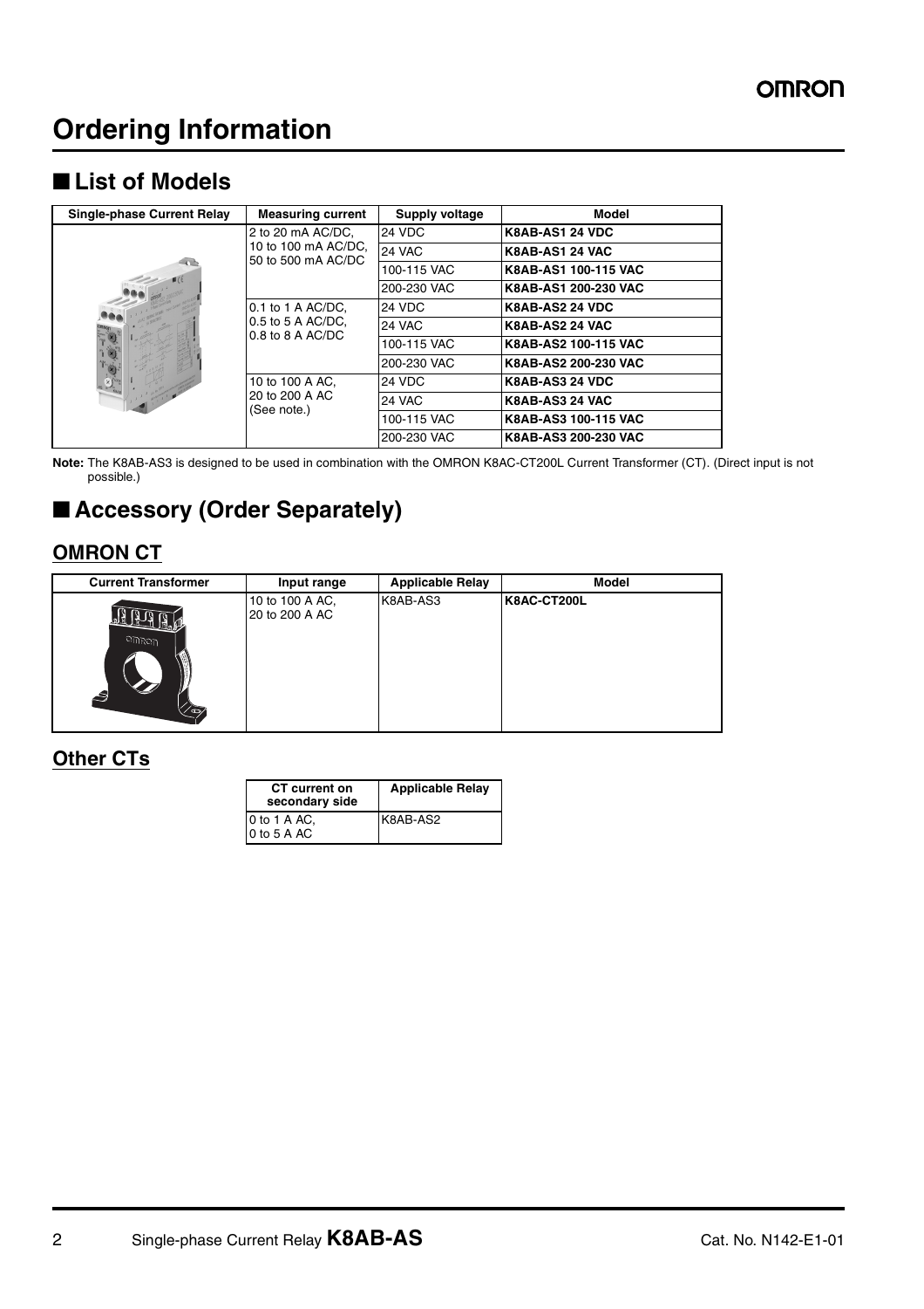# Ordering Information

## ■ List of Models

| Single-phase Current Relay | Measuring current | Supply voltage | Model |
|---|---|---|---|
| | 2 to 20 mA AC/DC, 10 to 100 mA AC/DC, 50 to 500 mA AC/DC | 24 VDC | **K8AB-AS1 24 VDC** |
| | | 24 VAC | **K8AB-AS1 24 VAC** |
| | | 100-115 VAC | **K8AB-AS1 100-115 VAC** |
| | | 200-230 VAC | **K8AB-AS1 200-230 VAC** |
| | 0.1 to 1 A AC/DC, 0.5 to 5 A AC/DC, 0.8 to 8 A AC/DC | 24 VDC | **K8AB-AS2 24 VDC** |
| | | 24 VAC | **K8AB-AS2 24 VAC** |
| | | 100-115 VAC | **K8AB-AS2 100-115 VAC** |
| | | 200-230 VAC | **K8AB-AS2 200-230 VAC** |
| | 10 to 100 A AC, 20 to 200 A AC (See note.) | 24 VDC | **K8AB-AS3 24 VDC** |
| | | 24 VAC | **K8AB-AS3 24 VAC** |
| | | 100-115 VAC | **K8AB-AS3 100-115 VAC** |
| | | 200-230 VAC | **K8AB-AS3 200-230 VAC** |

**Note:** The K8AB-AS3 is designed to be used in combination with the OMRON K8AC-CT200L Current Transformer (CT). (Direct input is not possible.)

## ■ Accessory (Order Separately)

### OMRON CT

| Current Transformer | Input range | Applicable Relay | Model |
|---|---|---|---|
| | 10 to 100 A AC, 20 to 200 A AC | K8AB-AS3 | **K8AC-CT200L** |

### Other CTs

| CT current on secondary side | Applicable Relay |
|---|---|
| 0 to 1 A AC, 0 to 5 A AC | K8AB-AS2 |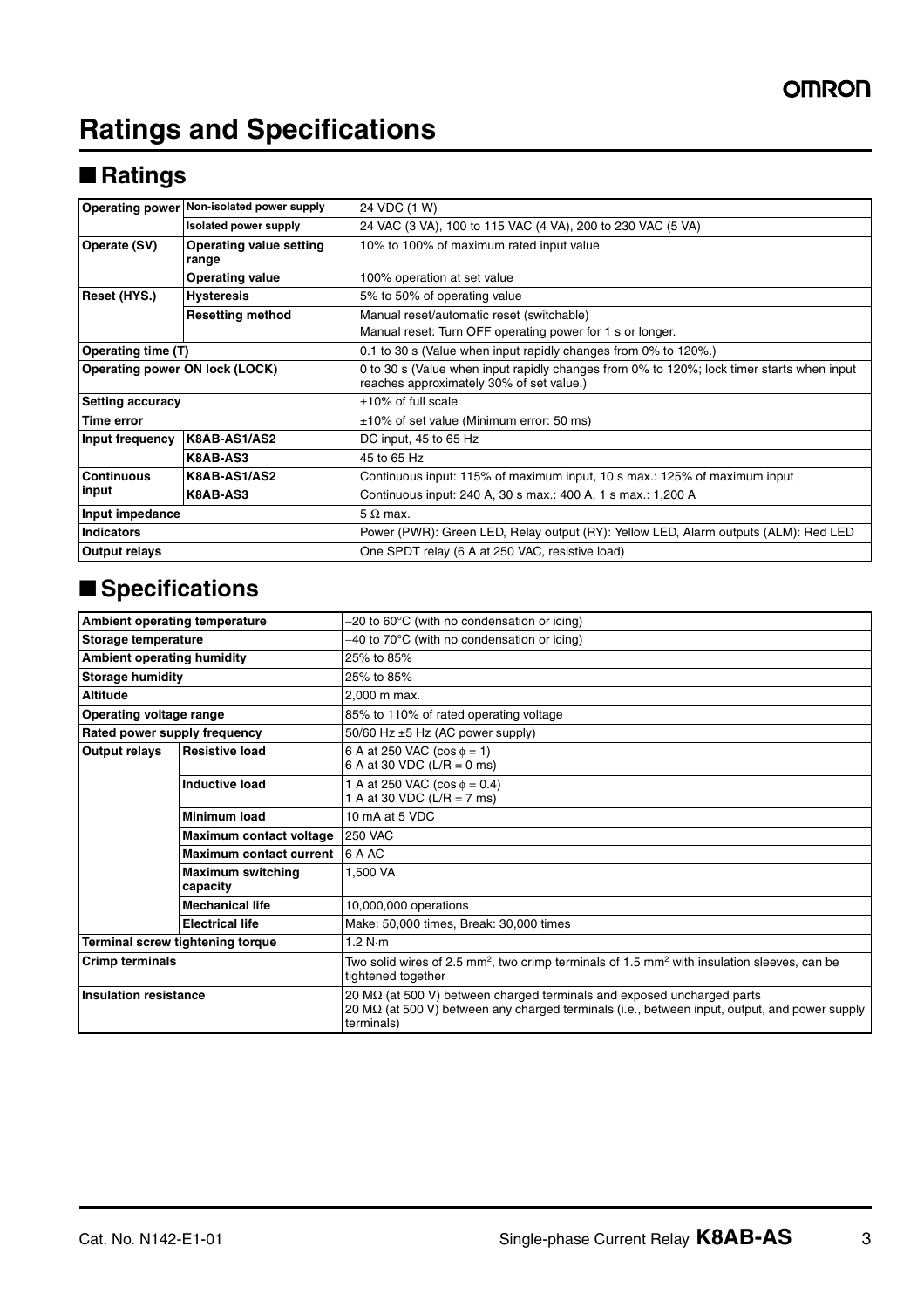# Ratings and Specifications

## ■ Ratings

| | | |
|---|---|---|
| Operating power | Non-isolated power supply | 24 VDC (1 W) |
| | Isolated power supply | 24 VAC (3 VA), 100 to 115 VAC (4 VA), 200 to 230 VAC (5 VA) |
| Operate (SV) | Operating value setting range | 10% to 100% of maximum rated input value |
| | Operating value | 100% operation at set value |
| Reset (HYS.) | Hysteresis | 5% to 50% of operating value |
| | Resetting method | Manual reset/automatic reset (switchable)<br>Manual reset: Turn OFF operating power for 1 s or longer. |
| Operating time (T) | | 0.1 to 30 s (Value when input rapidly changes from 0% to 120%.) |
| Operating power ON lock (LOCK) | | 0 to 30 s (Value when input rapidly changes from 0% to 120%; lock timer starts when input reaches approximately 30% of set value.) |
| Setting accuracy | | ±10% of full scale |
| Time error | | ±10% of set value (Minimum error: 50 ms) |
| Input frequency | K8AB-AS1/AS2 | DC input, 45 to 65 Hz |
| | K8AB-AS3 | 45 to 65 Hz |
| Continuous input | K8AB-AS1/AS2 | Continuous input: 115% of maximum input, 10 s max.: 125% of maximum input |
| | K8AB-AS3 | Continuous input: 240 A, 30 s max.: 400 A, 1 s max.: 1,200 A |
| Input impedance | | 5 Ω max. |
| Indicators | | Power (PWR): Green LED, Relay output (RY): Yellow LED, Alarm outputs (ALM): Red LED |
| Output relays | | One SPDT relay (6 A at 250 VAC, resistive load) |

## ■ Specifications

| | | |
|---|---|---|
| Ambient operating temperature | | −20 to 60°C (with no condensation or icing) |
| Storage temperature | | −40 to 70°C (with no condensation or icing) |
| Ambient operating humidity | | 25% to 85% |
| Storage humidity | | 25% to 85% |
| Altitude | | 2,000 m max. |
| Operating voltage range | | 85% to 110% of rated operating voltage |
| Rated power supply frequency | | 50/60 Hz ±5 Hz (AC power supply) |
| Output relays | Resistive load | 6 A at 250 VAC ($\cos\phi = 1$)<br>6 A at 30 VDC (L/R = 0 ms) |
| | Inductive load | 1 A at 250 VAC ($\cos\phi = 0.4$)<br>1 A at 30 VDC (L/R = 7 ms) |
| | Minimum load | 10 mA at 5 VDC |
| | Maximum contact voltage | 250 VAC |
| | Maximum contact current | 6 A AC |
| | Maximum switching capacity | 1,500 VA |
| | Mechanical life | 10,000,000 operations |
| | Electrical life | Make: 50,000 times, Break: 30,000 times |
| Terminal screw tightening torque | | 1.2 N·m |
| Crimp terminals | | Two solid wires of 2.5 mm$^2$, two crimp terminals of 1.5 mm$^2$ with insulation sleeves, can be tightened together |
| Insulation resistance | | 20 MΩ (at 500 V) between charged terminals and exposed uncharged parts<br>20 MΩ (at 500 V) between any charged terminals (i.e., between input, output, and power supply terminals) |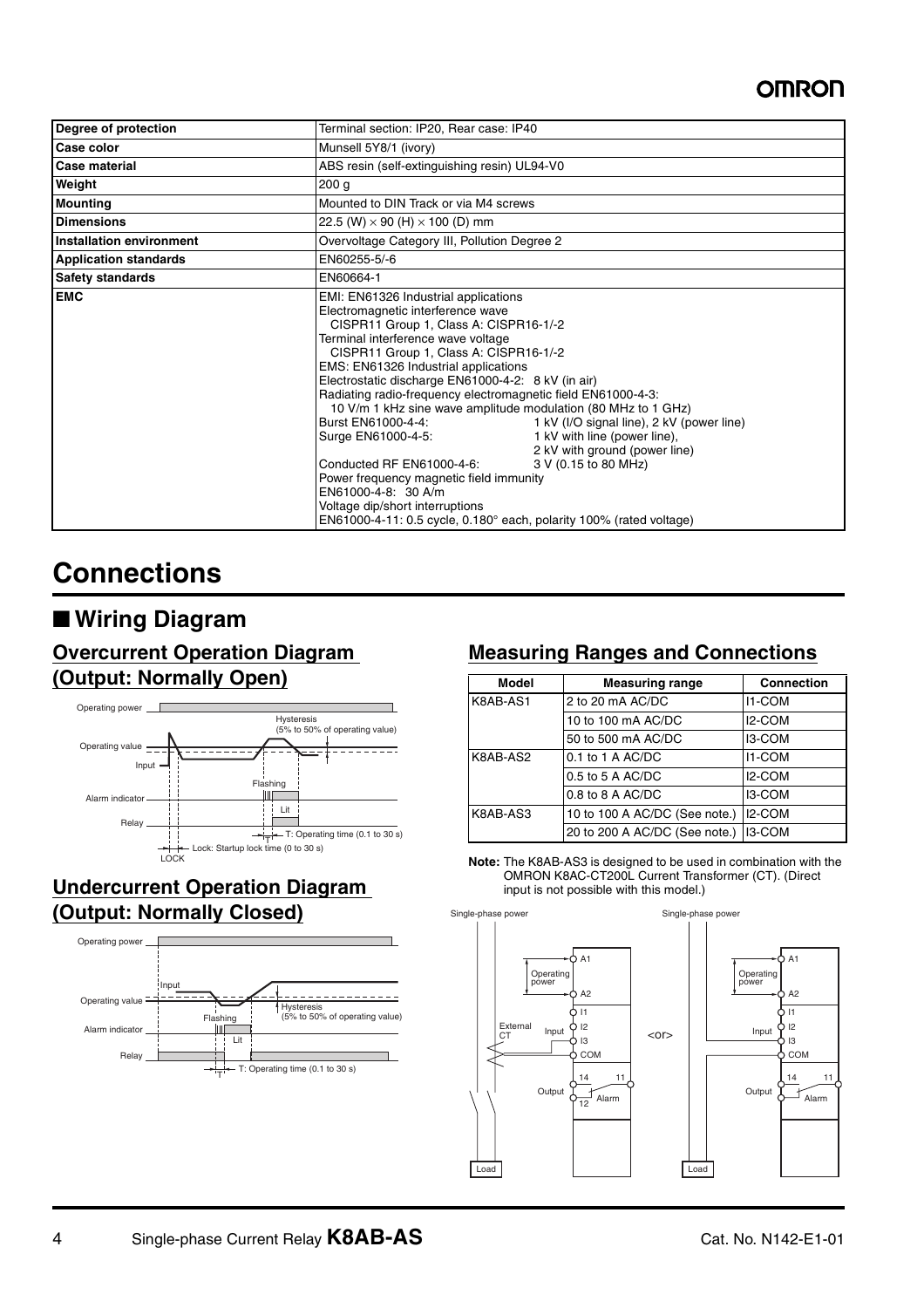| Degree of protection | Terminal section: IP20, Rear case: IP40 |
|---|---|
| Case color | Munsell 5Y8/1 (ivory) |
| Case material | ABS resin (self-extinguishing resin) UL94-V0 |
| Weight | 200 g |
| Mounting | Mounted to DIN Track or via M4 screws |
| Dimensions | 22.5 (W) × 90 (H) × 100 (D) mm |
| Installation environment | Overvoltage Category III, Pollution Degree 2 |
| Application standards | EN60255-5/-6 |
| Safety standards | EN60664-1 |
| EMC | EMI: EN61326 Industrial applications<br>Electromagnetic interference wave<br>CISPR11 Group 1, Class A: CISPR16-1/-2<br>Terminal interference wave voltage<br>CISPR11 Group 1, Class A: CISPR16-1/-2<br>EMS: EN61326 Industrial applications<br>Electrostatic discharge EN61000-4-2: 8 kV (in air)<br>Radiating radio-frequency electromagnetic field EN61000-4-3:<br>10 V/m 1 kHz sine wave amplitude modulation (80 MHz to 1 GHz)<br>Burst EN61000-4-4: 1 kV (I/O signal line), 2 kV (power line)<br>Surge EN61000-4-5: 1 kV with line (power line), 2 kV with ground (power line)<br>Conducted RF EN61000-4-6: 3 V (0.15 to 80 MHz)<br>Power frequency magnetic field immunity<br>EN61000-4-8: 30 A/m<br>Voltage dip/short interruptions<br>EN61000-4-11: 0.5 cycle, 0.180° each, polarity 100% (rated voltage) |

# Connections

## ■ Wiring Diagram

### Overcurrent Operation Diagram (Output: Normally Open)

Operating power; Operating value; Input; Hysteresis (5% to 50% of operating value); Alarm indicator; Flashing; Lit; Relay; T: Operating time (0.1 to 30 s); Lock: Startup lock time (0 to 30 s); LOCK

### Undercurrent Operation Diagram (Output: Normally Closed)

Operating power; Input; Operating value; Hysteresis (5% to 50% of operating value); Alarm indicator; Flashing; Lit; Relay; T: Operating time (0.1 to 30 s)

### Measuring Ranges and Connections

| Model | Measuring range | Connection |
|---|---|---|
| K8AB-AS1 | 2 to 20 mA AC/DC | I1-COM |
| | 10 to 100 mA AC/DC | I2-COM |
| | 50 to 500 mA AC/DC | I3-COM |
| K8AB-AS2 | 0.1 to 1 A AC/DC | I1-COM |
| | 0.5 to 5 A AC/DC | I2-COM |
| | 0.8 to 8 A AC/DC | I3-COM |
| K8AB-AS3 | 10 to 100 A AC/DC (See note.) | I2-COM |
| | 20 to 200 A AC/DC (See note.) | I3-COM |

**Note:** The K8AB-AS3 is designed to be used in combination with the OMRON K8AC-CT200L Current Transformer (CT). (Direct input is not possible with this model.)

Single-phase power; Operating power; A1; A2; External CT; Input; I1; I2; I3; COM; Output; 14; 11; 12; Alarm; Load; <or>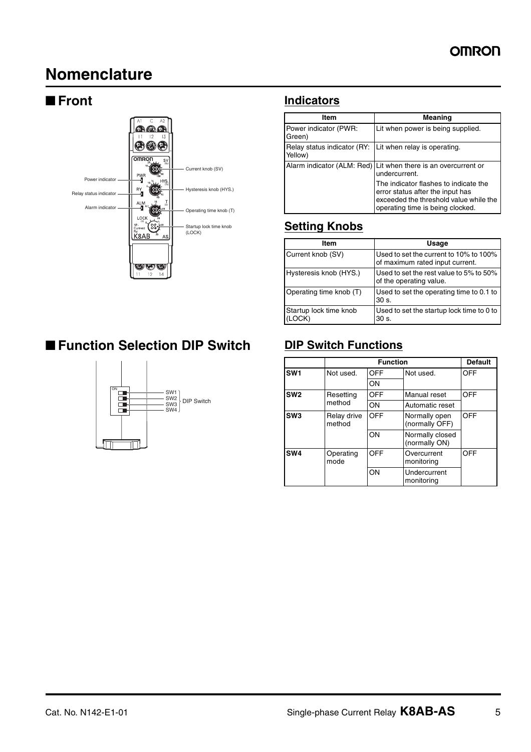# Nomenclature

## ■ Front

Power indicator

Relay status indicator

Alarm indicator

Current knob (SV)

Hysteresis knob (HYS.)

Operating time knob (T)

Startup lock time knob (LOCK)

## Indicators

| Item | Meaning |
|---|---|
| Power indicator (PWR: Green) | Lit when power is being supplied. |
| Relay status indicator (RY: Yellow) | Lit when relay is operating. |
| Alarm indicator (ALM: Red) | Lit when there is an overcurrent or undercurrent.<br>The indicator flashes to indicate the error status after the input has exceeded the threshold value while the operating time is being clocked. |

## Setting Knobs

| Item | Usage |
|---|---|
| Current knob (SV) | Used to set the current to 10% to 100% of maximum rated input current. |
| Hysteresis knob (HYS.) | Used to set the rest value to 5% to 50% of the operating value. |
| Operating time knob (T) | Used to set the operating time to 0.1 to 30 s. |
| Startup lock time knob (LOCK) | Used to set the startup lock time to 0 to 30 s. |

## ■ Function Selection DIP Switch

SW1, SW2, SW3, SW4: DIP Switch

## DIP Switch Functions

| | Function | | | Default |
|---|---|---|---|---|
| **SW1** | Not used. | OFF | Not used. | OFF |
| | | ON | | |
| **SW2** | Resetting method | OFF | Manual reset | OFF |
| | | ON | Automatic reset | |
| **SW3** | Relay drive method | OFF | Normally open (normally OFF) | OFF |
| | | ON | Normally closed (normally ON) | |
| **SW4** | Operating mode | OFF | Overcurrent monitoring | OFF |
| | | ON | Undercurrent monitoring | |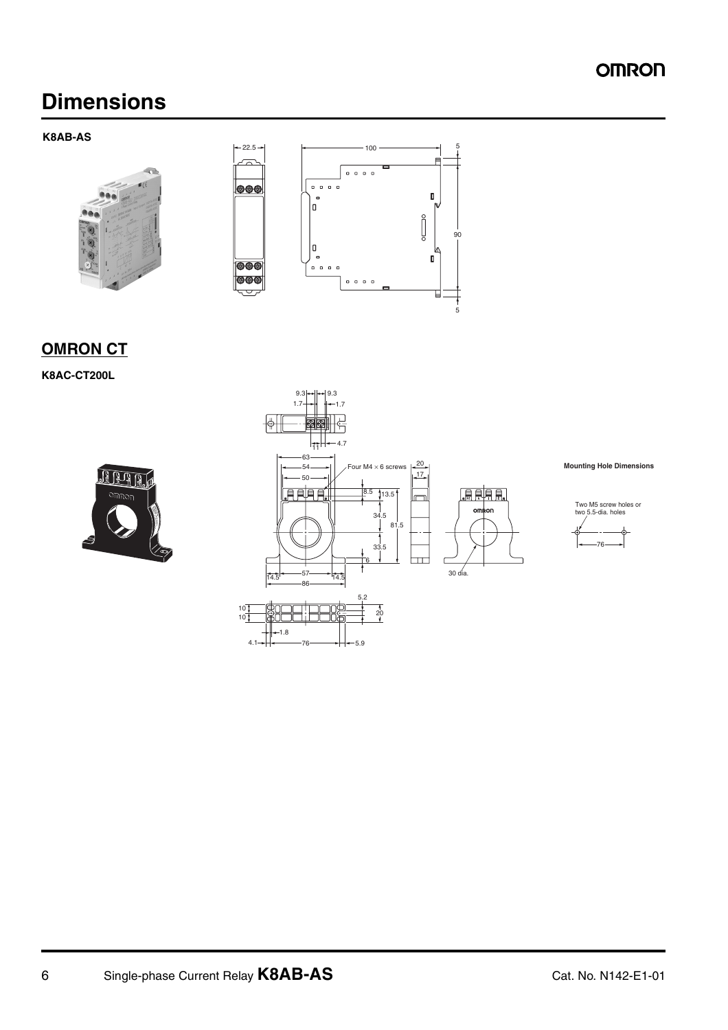# Dimensions

**K8AB-AS**

## OMRON CT

**K8AC-CT200L**

Four M4 × 6 screws

30 dia.

**Mounting Hole Dimensions**

Two M5 screw holes or two 5.5-dia. holes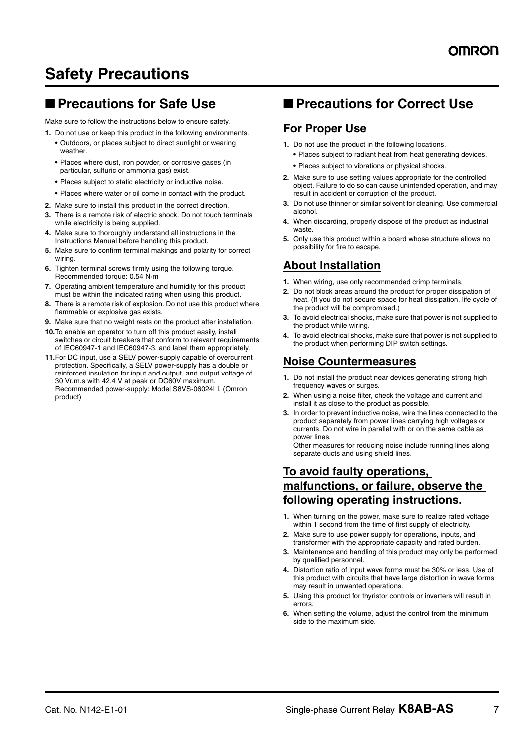# Safety Precautions

## ■ Precautions for Safe Use

Make sure to follow the instructions below to ensure safety.

1. Do not use or keep this product in the following environments.
   - Outdoors, or places subject to direct sunlight or wearing weather.
   - Places where dust, iron powder, or corrosive gases (in particular, sulfuric or ammonia gas) exist.
   - Places subject to static electricity or inductive noise.
   - Places where water or oil come in contact with the product.
2. Make sure to install this product in the correct direction.
3. There is a remote risk of electric shock. Do not touch terminals while electricity is being supplied.
4. Make sure to thoroughly understand all instructions in the Instructions Manual before handling this product.
5. Make sure to confirm terminal makings and polarity for correct wiring.
6. Tighten terminal screws firmly using the following torque. Recommended torque: 0.54 N·m
7. Operating ambient temperature and humidity for this product must be within the indicated rating when using this product.
8. There is a remote risk of explosion. Do not use this product where flammable or explosive gas exists.
9. Make sure that no weight rests on the product after installation.
10. To enable an operator to turn off this product easily, install switches or circuit breakers that conform to relevant requirements of IEC60947-1 and IEC60947-3, and label them appropriately.
11. For DC input, use a SELV power-supply capable of overcurrent protection. Specifically, a SELV power-supply has a double or reinforced insulation for input and output, and output voltage of 30 Vr.m.s with 42.4 V at peak or DC60V maximum. Recommended power-supply: Model S8VS-06024□. (Omron product)

## ■ Precautions for Correct Use

### For Proper Use

1. Do not use the product in the following locations.
   - Places subject to radiant heat from heat generating devices.
   - Places subject to vibrations or physical shocks.
2. Make sure to use setting values appropriate for the controlled object. Failure to do so can cause unintended operation, and may result in accident or corruption of the product.
3. Do not use thinner or similar solvent for cleaning. Use commercial alcohol.
4. When discarding, properly dispose of the product as industrial waste.
5. Only use this product within a board whose structure allows no possibility for fire to escape.

### About Installation

1. When wiring, use only recommended crimp terminals.
2. Do not block areas around the product for proper dissipation of heat. (If you do not secure space for heat dissipation, life cycle of the product will be compromised.)
3. To avoid electrical shocks, make sure that power is not supplied to the product while wiring.
4. To avoid electrical shocks, make sure that power is not supplied to the product when performing DIP switch settings.

### Noise Countermeasures

1. Do not install the product near devices generating strong high frequency waves or surges.
2. When using a noise filter, check the voltage and current and install it as close to the product as possible.
3. In order to prevent inductive noise, wire the lines connected to the product separately from power lines carrying high voltages or currents. Do not wire in parallel with or on the same cable as power lines.
   Other measures for reducing noise include running lines along separate ducts and using shield lines.

### To avoid faulty operations, malfunctions, or failure, observe the following operating instructions.

1. When turning on the power, make sure to realize rated voltage within 1 second from the time of first supply of electricity.
2. Make sure to use power supply for operations, inputs, and transformer with the appropriate capacity and rated burden.
3. Maintenance and handling of this product may only be performed by qualified personnel.
4. Distortion ratio of input wave forms must be 30% or less. Use of this product with circuits that have large distortion in wave forms may result in unwanted operations.
5. Using this product for thyristor controls or inverters will result in errors.
6. When setting the volume, adjust the control from the minimum side to the maximum side.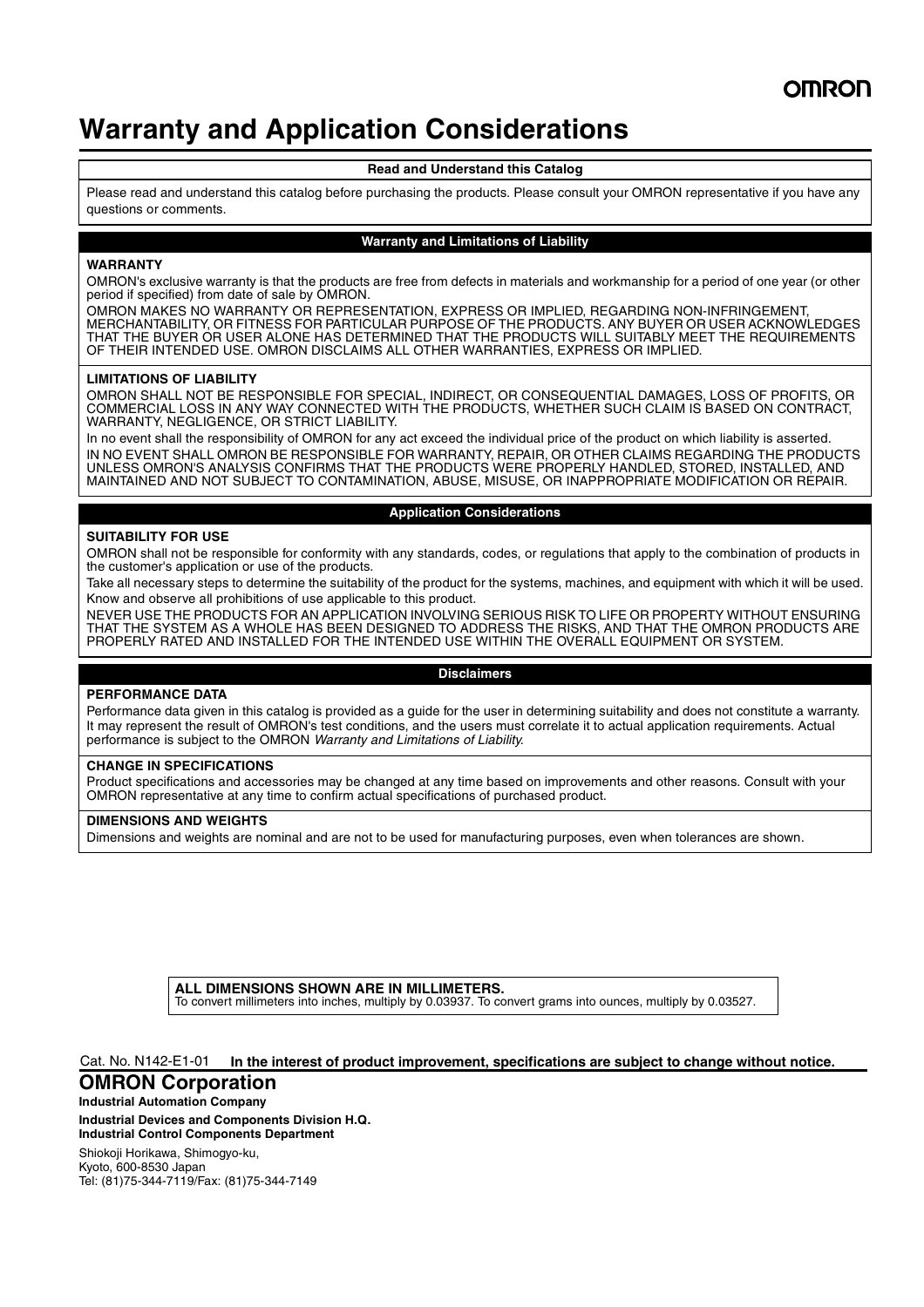# Warranty and Application Considerations

### Read and Understand this Catalog

Please read and understand this catalog before purchasing the products. Please consult your OMRON representative if you have any questions or comments.

### Warranty and Limitations of Liability

**WARRANTY**

OMRON's exclusive warranty is that the products are free from defects in materials and workmanship for a period of one year (or other period if specified) from date of sale by OMRON.

OMRON MAKES NO WARRANTY OR REPRESENTATION, EXPRESS OR IMPLIED, REGARDING NON-INFRINGEMENT, MERCHANTABILITY, OR FITNESS FOR PARTICULAR PURPOSE OF THE PRODUCTS. ANY BUYER OR USER ACKNOWLEDGES THAT THE BUYER OR USER ALONE HAS DETERMINED THAT THE PRODUCTS WILL SUITABLY MEET THE REQUIREMENTS OF THEIR INTENDED USE. OMRON DISCLAIMS ALL OTHER WARRANTIES, EXPRESS OR IMPLIED.

**LIMITATIONS OF LIABILITY**

OMRON SHALL NOT BE RESPONSIBLE FOR SPECIAL, INDIRECT, OR CONSEQUENTIAL DAMAGES, LOSS OF PROFITS, OR COMMERCIAL LOSS IN ANY WAY CONNECTED WITH THE PRODUCTS, WHETHER SUCH CLAIM IS BASED ON CONTRACT, WARRANTY, NEGLIGENCE, OR STRICT LIABILITY.

In no event shall the responsibility of OMRON for any act exceed the individual price of the product on which liability is asserted.

IN NO EVENT SHALL OMRON BE RESPONSIBLE FOR WARRANTY, REPAIR, OR OTHER CLAIMS REGARDING THE PRODUCTS UNLESS OMRON'S ANALYSIS CONFIRMS THAT THE PRODUCTS WERE PROPERLY HANDLED, STORED, INSTALLED, AND MAINTAINED AND NOT SUBJECT TO CONTAMINATION, ABUSE, MISUSE, OR INAPPROPRIATE MODIFICATION OR REPAIR.

### Application Considerations

**SUITABILITY FOR USE**

OMRON shall not be responsible for conformity with any standards, codes, or regulations that apply to the combination of products in the customer's application or use of the products.

Take all necessary steps to determine the suitability of the product for the systems, machines, and equipment with which it will be used.

Know and observe all prohibitions of use applicable to this product.

NEVER USE THE PRODUCTS FOR AN APPLICATION INVOLVING SERIOUS RISK TO LIFE OR PROPERTY WITHOUT ENSURING THAT THE SYSTEM AS A WHOLE HAS BEEN DESIGNED TO ADDRESS THE RISKS, AND THAT THE OMRON PRODUCTS ARE PROPERLY RATED AND INSTALLED FOR THE INTENDED USE WITHIN THE OVERALL EQUIPMENT OR SYSTEM.

### Disclaimers

**PERFORMANCE DATA**

Performance data given in this catalog is provided as a guide for the user in determining suitability and does not constitute a warranty. It may represent the result of OMRON's test conditions, and the users must correlate it to actual application requirements. Actual performance is subject to the OMRON *Warranty and Limitations of Liability.*

**CHANGE IN SPECIFICATIONS**

Product specifications and accessories may be changed at any time based on improvements and other reasons. Consult with your OMRON representative at any time to confirm actual specifications of purchased product.

**DIMENSIONS AND WEIGHTS**

Dimensions and weights are nominal and are not to be used for manufacturing purposes, even when tolerances are shown.

**ALL DIMENSIONS SHOWN ARE IN MILLIMETERS.**
To convert millimeters into inches, multiply by 0.03937. To convert grams into ounces, multiply by 0.03527.

Cat. No. N142-E1-01 **In the interest of product improvement, specifications are subject to change without notice.**

## OMRON Corporation

**Industrial Automation Company**

**Industrial Devices and Components Division H.Q.**
**Industrial Control Components Department**

Shiokoji Horikawa, Shimogyo-ku,
Kyoto, 600-8530 Japan
Tel: (81)75-344-7119/Fax: (81)75-344-7149